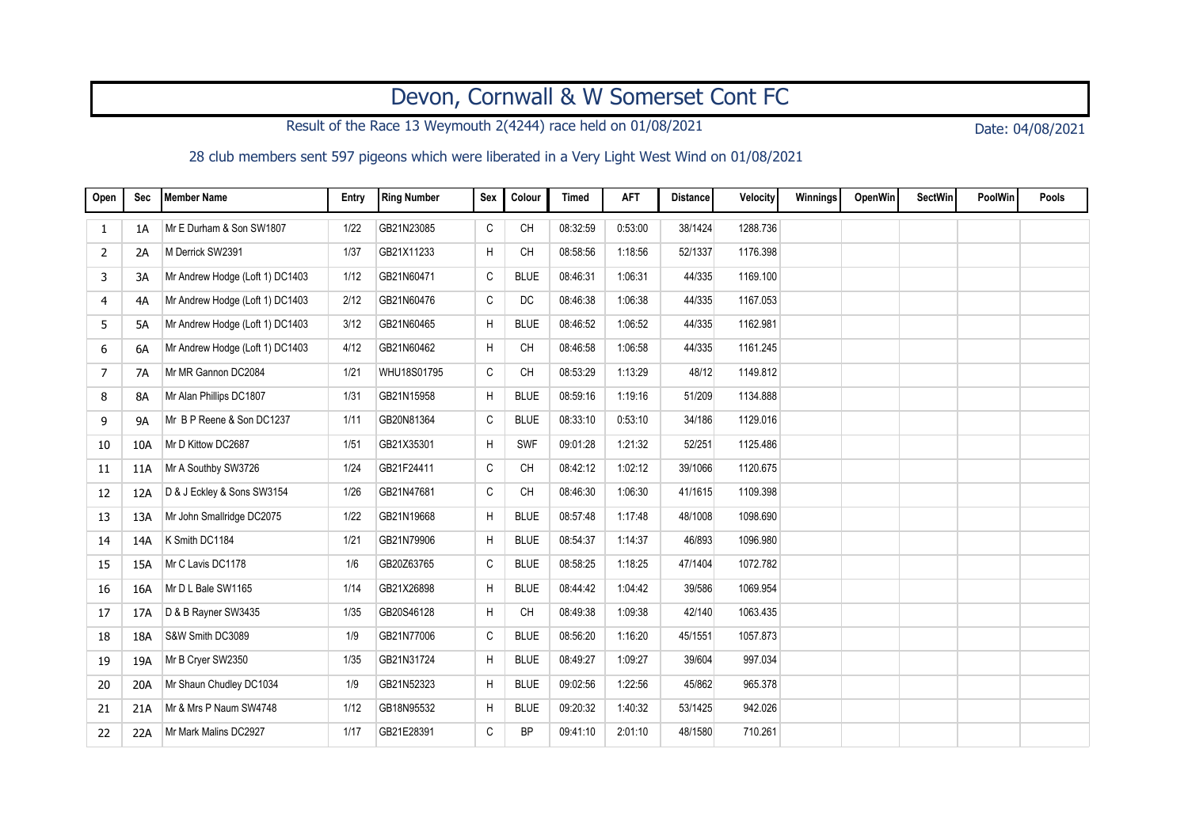# Devon, Cornwall & W Somerset Cont FC

Result of the Race 13 Weymouth 2(4244) race held on 01/08/2021

Date: 04/08/2021

28 club members sent 597 pigeons which were liberated in a Very Light West Wind on 01/08/2021

| Open | Sec | Member Name | Entry | Ring Number | Sex | Colour | Timed | AFT | Distance | Velocity | Winnings | OpenWin | SectWin | PoolWin | Pools |
|---|---|---|---|---|---|---|---|---|---|---|---|---|---|---|---|
| 1 | 1A | Mr E Durham & Son SW1807 | 1/22 | GB21N23085 | C | CH | 08:32:59 | 0:53:00 | 38/1424 | 1288.736 | | | | | |
| 2 | 2A | M Derrick SW2391 | 1/37 | GB21X11233 | H | CH | 08:58:56 | 1:18:56 | 52/1337 | 1176.398 | | | | | |
| 3 | 3A | Mr Andrew Hodge (Loft 1) DC1403 | 1/12 | GB21N60471 | C | BLUE | 08:46:31 | 1:06:31 | 44/335 | 1169.100 | | | | | |
| 4 | 4A | Mr Andrew Hodge (Loft 1) DC1403 | 2/12 | GB21N60476 | C | DC | 08:46:38 | 1:06:38 | 44/335 | 1167.053 | | | | | |
| 5 | 5A | Mr Andrew Hodge (Loft 1) DC1403 | 3/12 | GB21N60465 | H | BLUE | 08:46:52 | 1:06:52 | 44/335 | 1162.981 | | | | | |
| 6 | 6A | Mr Andrew Hodge (Loft 1) DC1403 | 4/12 | GB21N60462 | H | CH | 08:46:58 | 1:06:58 | 44/335 | 1161.245 | | | | | |
| 7 | 7A | Mr MR Gannon DC2084 | 1/21 | WHU18S01795 | C | CH | 08:53:29 | 1:13:29 | 48/12 | 1149.812 | | | | | |
| 8 | 8A | Mr Alan Phillips DC1807 | 1/31 | GB21N15958 | H | BLUE | 08:59:16 | 1:19:16 | 51/209 | 1134.888 | | | | | |
| 9 | 9A | Mr B P Reene & Son DC1237 | 1/11 | GB20N81364 | C | BLUE | 08:33:10 | 0:53:10 | 34/186 | 1129.016 | | | | | |
| 10 | 10A | Mr D Kittow DC2687 | 1/51 | GB21X35301 | H | SWF | 09:01:28 | 1:21:32 | 52/251 | 1125.486 | | | | | |
| 11 | 11A | Mr A Southby SW3726 | 1/24 | GB21F24411 | C | CH | 08:42:12 | 1:02:12 | 39/1066 | 1120.675 | | | | | |
| 12 | 12A | D & J Eckley & Sons SW3154 | 1/26 | GB21N47681 | C | CH | 08:46:30 | 1:06:30 | 41/1615 | 1109.398 | | | | | |
| 13 | 13A | Mr John Smallridge DC2075 | 1/22 | GB21N19668 | H | BLUE | 08:57:48 | 1:17:48 | 48/1008 | 1098.690 | | | | | |
| 14 | 14A | K Smith DC1184 | 1/21 | GB21N79906 | H | BLUE | 08:54:37 | 1:14:37 | 46/893 | 1096.980 | | | | | |
| 15 | 15A | Mr C Lavis DC1178 | 1/6 | GB20Z63765 | C | BLUE | 08:58:25 | 1:18:25 | 47/1404 | 1072.782 | | | | | |
| 16 | 16A | Mr D L Bale SW1165 | 1/14 | GB21X26898 | H | BLUE | 08:44:42 | 1:04:42 | 39/586 | 1069.954 | | | | | |
| 17 | 17A | D & B Rayner SW3435 | 1/35 | GB20S46128 | H | CH | 08:49:38 | 1:09:38 | 42/140 | 1063.435 | | | | | |
| 18 | 18A | S&W Smith DC3089 | 1/9 | GB21N77006 | C | BLUE | 08:56:20 | 1:16:20 | 45/1551 | 1057.873 | | | | | |
| 19 | 19A | Mr B Cryer SW2350 | 1/35 | GB21N31724 | H | BLUE | 08:49:27 | 1:09:27 | 39/604 | 997.034 | | | | | |
| 20 | 20A | Mr Shaun Chudley DC1034 | 1/9 | GB21N52323 | H | BLUE | 09:02:56 | 1:22:56 | 45/862 | 965.378 | | | | | |
| 21 | 21A | Mr & Mrs P Naum SW4748 | 1/12 | GB18N95532 | H | BLUE | 09:20:32 | 1:40:32 | 53/1425 | 942.026 | | | | | |
| 22 | 22A | Mr Mark Malins DC2927 | 1/17 | GB21E28391 | C | BP | 09:41:10 | 2:01:10 | 48/1580 | 710.261 | | | | | |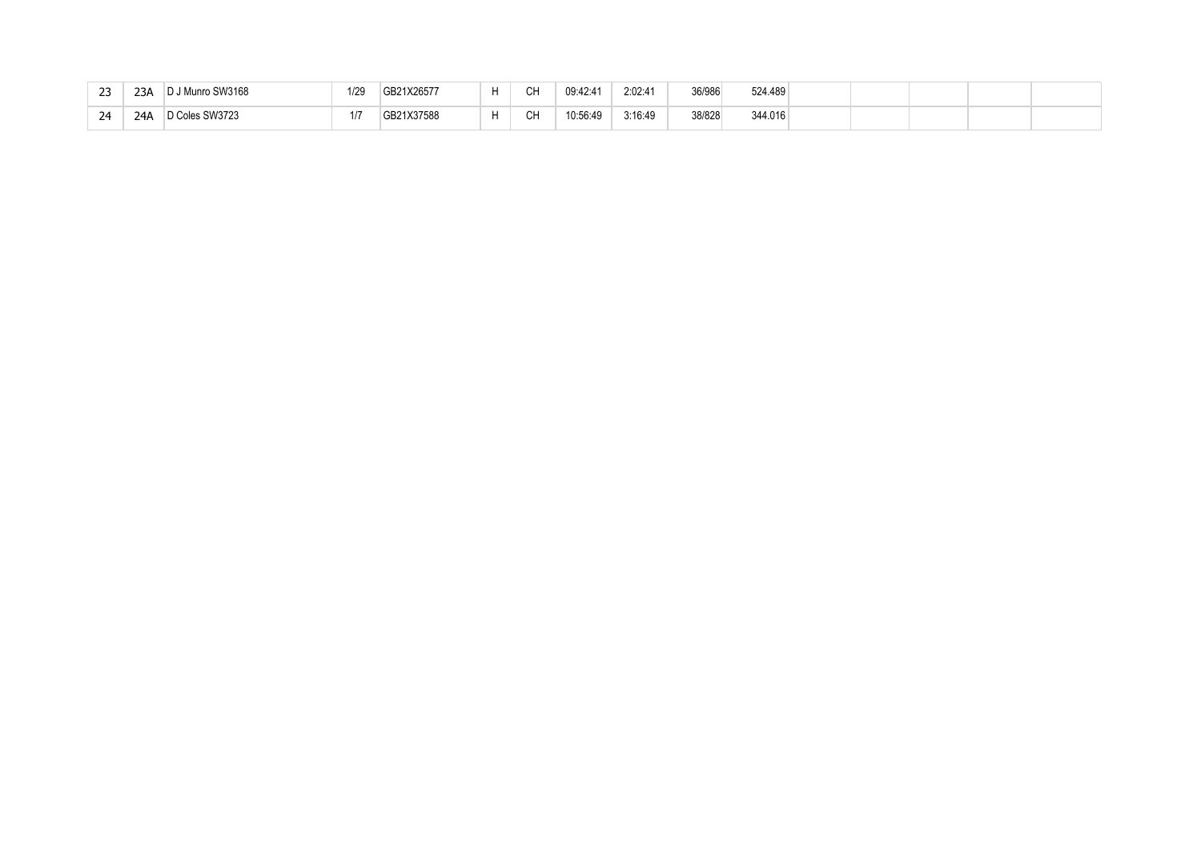| | | | | | | | | | | | | | | | |
|---|---|---|---|---|---|---|---|---|---|---|---|---|---|---|---|
| 23 | 23A | D J Munro SW3168 | 1/29 | GB21X26577 | H | CH | 09:42:41 | 2:02:41 | 36/986 | 524.489 | | | | | |
| 24 | 24A | D Coles SW3723 | 1/7 | GB21X37588 | H | CH | 10:56:49 | 3:16:49 | 38/828 | 344.016 | | | | | |